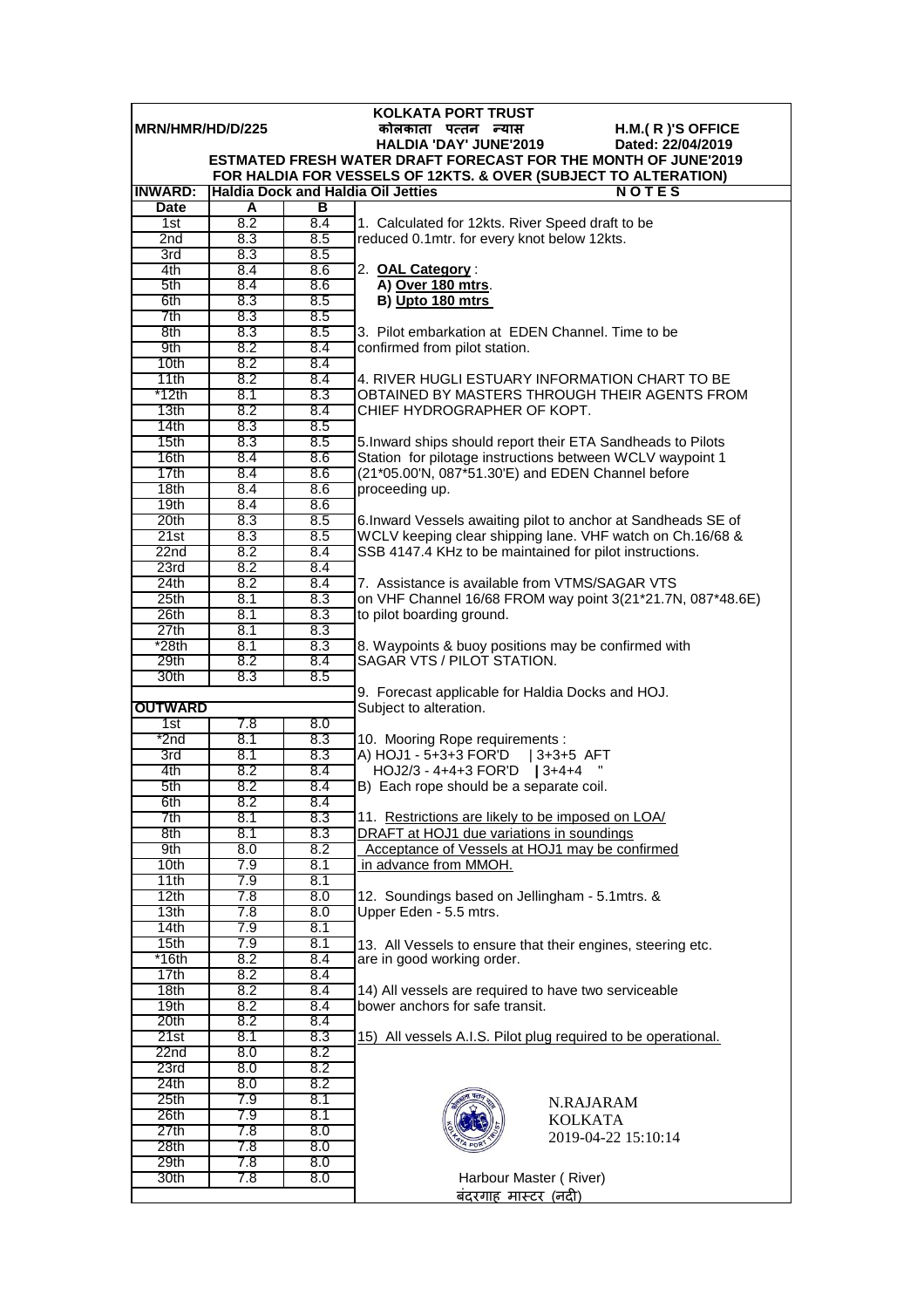# KOLKATA PORT TRUST

MRN/HMR/HD/D/225 | कोलकाता पत्तन न्यास | H.M.( R )'S OFFICE

HALDIA 'DAY' JUNE'2019 | Dated: 22/04/2019

## ESTMATED FRESH WATER DRAFT FORECAST FOR THE MONTH OF JUNE'2019 FOR HALDIA FOR VESSELS OF 12KTS. & OVER (SUBJECT TO ALTERATION)

**INWARD:** Haldia Dock and Haldia Oil Jetties

| Date | A | B |
|---|---|---|
| 1st | 8.2 | 8.4 |
| 2nd | 8.3 | 8.5 |
| 3rd | 8.3 | 8.5 |
| 4th | 8.4 | 8.6 |
| 5th | 8.4 | 8.6 |
| 6th | 8.3 | 8.5 |
| 7th | 8.3 | 8.5 |
| 8th | 8.3 | 8.5 |
| 9th | 8.2 | 8.4 |
| 10th | 8.2 | 8.4 |
| 11th | 8.2 | 8.4 |
| *12th | 8.1 | 8.3 |
| 13th | 8.2 | 8.4 |
| 14th | 8.3 | 8.5 |
| 15th | 8.3 | 8.5 |
| 16th | 8.4 | 8.6 |
| 17th | 8.4 | 8.6 |
| 18th | 8.4 | 8.6 |
| 19th | 8.4 | 8.6 |
| 20th | 8.3 | 8.5 |
| 21st | 8.3 | 8.5 |
| 22nd | 8.2 | 8.4 |
| 23rd | 8.2 | 8.4 |
| 24th | 8.2 | 8.4 |
| 25th | 8.1 | 8.3 |
| 26th | 8.1 | 8.3 |
| 27th | 8.1 | 8.3 |
| *28th | 8.1 | 8.3 |
| 29th | 8.2 | 8.4 |
| 30th | 8.3 | 8.5 |

**OUTWARD**

| Date | A | B |
|---|---|---|
| 1st | 7.8 | 8.0 |
| *2nd | 8.1 | 8.3 |
| 3rd | 8.1 | 8.3 |
| 4th | 8.2 | 8.4 |
| 5th | 8.2 | 8.4 |
| 6th | 8.2 | 8.4 |
| 7th | 8.1 | 8.3 |
| 8th | 8.1 | 8.3 |
| 9th | 8.0 | 8.2 |
| 10th | 7.9 | 8.1 |
| 11th | 7.9 | 8.1 |
| 12th | 7.8 | 8.0 |
| 13th | 7.8 | 8.0 |
| 14th | 7.9 | 8.1 |
| 15th | 7.9 | 8.1 |
| *16th | 8.2 | 8.4 |
| 17th | 8.2 | 8.4 |
| 18th | 8.2 | 8.4 |
| 19th | 8.2 | 8.4 |
| 20th | 8.2 | 8.4 |
| 21st | 8.1 | 8.3 |
| 22nd | 8.0 | 8.2 |
| 23rd | 8.0 | 8.2 |
| 24th | 8.0 | 8.2 |
| 25th | 7.9 | 8.1 |
| 26th | 7.9 | 8.1 |
| 27th | 7.8 | 8.0 |
| 28th | 7.8 | 8.0 |
| 29th | 7.8 | 8.0 |
| 30th | 7.8 | 8.0 |

**N O T E S**

1. Calculated for 12kts. River Speed draft to be reduced 0.1mtr. for every knot below 12kts.

2. **OAL Category** :
   **A) Over 180 mtrs**.
   **B) Upto 180 mtrs**

3. Pilot embarkation at EDEN Channel. Time to be confirmed from pilot station.

4. RIVER HUGLI ESTUARY INFORMATION CHART TO BE OBTAINED BY MASTERS THROUGH THEIR AGENTS FROM CHIEF HYDROGRAPHER OF KOPT.

5.Inward ships should report their ETA Sandheads to Pilots Station for pilotage instructions between WCLV waypoint 1 (21*05.00'N, 087*51.30'E) and EDEN Channel before proceeding up.

6.Inward Vessels awaiting pilot to anchor at Sandheads SE of WCLV keeping clear shipping lane. VHF watch on Ch.16/68 & SSB 4147.4 KHz to be maintained for pilot instructions.

7. Assistance is available from VTMS/SAGAR VTS on VHF Channel 16/68 FROM way point 3(21*21.7N, 087*48.6E) to pilot boarding ground.

8. Waypoints & buoy positions may be confirmed with SAGAR VTS / PILOT STATION.

9. Forecast applicable for Haldia Docks and HOJ. Subject to alteration.

10. Mooring Rope requirements :
A) HOJ1 - 5+3+3 FOR'D | 3+3+5 AFT
HOJ2/3 - 4+4+3 FOR'D | 3+4+4 "
B) Each rope should be a separate coil.

11. Restrictions are likely to be imposed on LOA/ DRAFT at HOJ1 due variations in soundings Acceptance of Vessels at HOJ1 may be confirmed in advance from MMOH.

12. Soundings based on Jellingham - 5.1mtrs. & Upper Eden - 5.5 mtrs.

13. All Vessels to ensure that their engines, steering etc. are in good working order.

14) All vessels are required to have two serviceable bower anchors for safe transit.

15) All vessels A.I.S. Pilot plug required to be operational.

N.RAJARAM
KOLKATA
2019-04-22 15:10:14

Harbour Master ( River)
बंदरगाह मास्टर (नदी)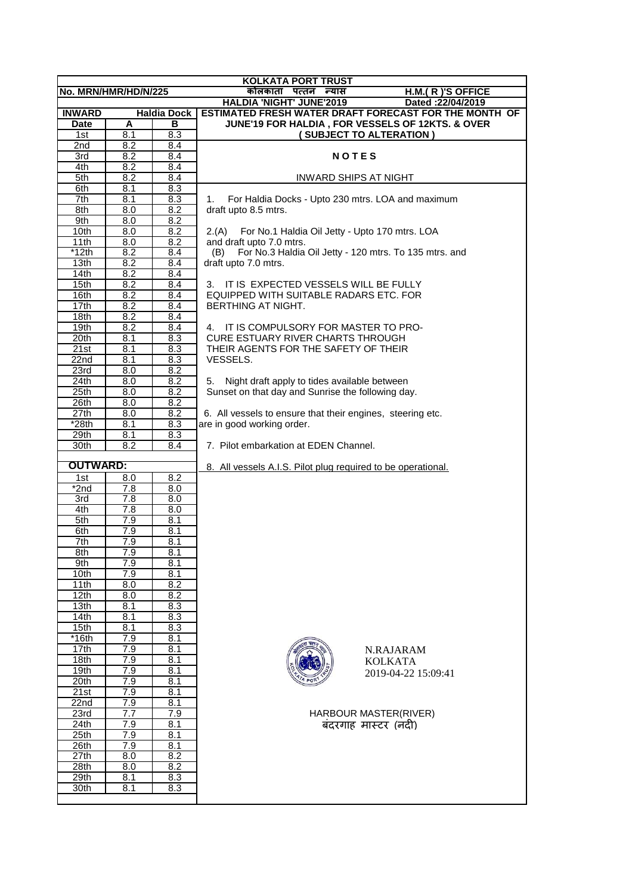**KOLKATA PORT TRUST**

**No. MRN/HMR/HD/N/225** — **कोलकाता पत्तन न्यास** — **H.M.( R )'S OFFICE**

**HALDIA 'NIGHT' JUNE'2019** — **Dated :22/04/2019**

**ESTIMATED FRESH WATER DRAFT FORECAST FOR THE MONTH OF JUNE'19 FOR HALDIA , FOR VESSELS OF 12KTS. & OVER**

**( SUBJECT TO ALTERATION )**

| INWARD | Haldia Dock | |
|---|---|---|
| Date | A | B |
| 1st | 8.1 | 8.3 |
| 2nd | 8.2 | 8.4 |
| 3rd | 8.2 | 8.4 |
| 4th | 8.2 | 8.4 |
| 5th | 8.2 | 8.4 |
| 6th | 8.1 | 8.3 |
| 7th | 8.1 | 8.3 |
| 8th | 8.0 | 8.2 |
| 9th | 8.0 | 8.2 |
| 10th | 8.0 | 8.2 |
| 11th | 8.0 | 8.2 |
| *12th | 8.2 | 8.4 |
| 13th | 8.2 | 8.4 |
| 14th | 8.2 | 8.4 |
| 15th | 8.2 | 8.4 |
| 16th | 8.2 | 8.4 |
| 17th | 8.2 | 8.4 |
| 18th | 8.2 | 8.4 |
| 19th | 8.2 | 8.4 |
| 20th | 8.1 | 8.3 |
| 21st | 8.1 | 8.3 |
| 22nd | 8.1 | 8.3 |
| 23rd | 8.0 | 8.2 |
| 24th | 8.0 | 8.2 |
| 25th | 8.0 | 8.2 |
| 26th | 8.0 | 8.2 |
| 27th | 8.0 | 8.2 |
| *28th | 8.1 | 8.3 |
| 29th | 8.1 | 8.3 |
| 30th | 8.2 | 8.4 |

| OUTWARD: | | |
|---|---|---|
| 1st | 8.0 | 8.2 |
| *2nd | 7.8 | 8.0 |
| 3rd | 7.8 | 8.0 |
| 4th | 7.8 | 8.0 |
| 5th | 7.9 | 8.1 |
| 6th | 7.9 | 8.1 |
| 7th | 7.9 | 8.1 |
| 8th | 7.9 | 8.1 |
| 9th | 7.9 | 8.1 |
| 10th | 7.9 | 8.1 |
| 11th | 8.0 | 8.2 |
| 12th | 8.0 | 8.2 |
| 13th | 8.1 | 8.3 |
| 14th | 8.1 | 8.3 |
| 15th | 8.1 | 8.3 |
| *16th | 7.9 | 8.1 |
| 17th | 7.9 | 8.1 |
| 18th | 7.9 | 8.1 |
| 19th | 7.9 | 8.1 |
| 20th | 7.9 | 8.1 |
| 21st | 7.9 | 8.1 |
| 22nd | 7.9 | 8.1 |
| 23rd | 7.7 | 7.9 |
| 24th | 7.9 | 8.1 |
| 25th | 7.9 | 8.1 |
| 26th | 7.9 | 8.1 |
| 27th | 8.0 | 8.2 |
| 28th | 8.0 | 8.2 |
| 29th | 8.1 | 8.3 |
| 30th | 8.1 | 8.3 |

## N O T E S

INWARD SHIPS AT NIGHT

1. For Haldia Docks - Upto 230 mtrs. LOA and maximum draft upto 8.5 mtrs.

2.(A) For No.1 Haldia Oil Jetty - Upto 170 mtrs. LOA and draft upto 7.0 mtrs.
 (B) For No.3 Haldia Oil Jetty - 120 mtrs. To 135 mtrs. and draft upto 7.0 mtrs.

3. IT IS EXPECTED VESSELS WILL BE FULLY EQUIPPED WITH SUITABLE RADARS ETC. FOR BERTHING AT NIGHT.

4. IT IS COMPULSORY FOR MASTER TO PROCURE ESTUARY RIVER CHARTS THROUGH THEIR AGENTS FOR THE SAFETY OF THEIR VESSELS.

5. Night draft apply to tides available between Sunset on that day and Sunrise the following day.

6. All vessels to ensure that their engines, steering etc. are in good working order.

7. Pilot embarkation at EDEN Channel.

8. All vessels A.I.S. Pilot plug required to be operational.

N.RAJARAM
KOLKATA
2019-04-22 15:09:41

HARBOUR MASTER(RIVER)
बंदरगाह मास्टर (नदी)